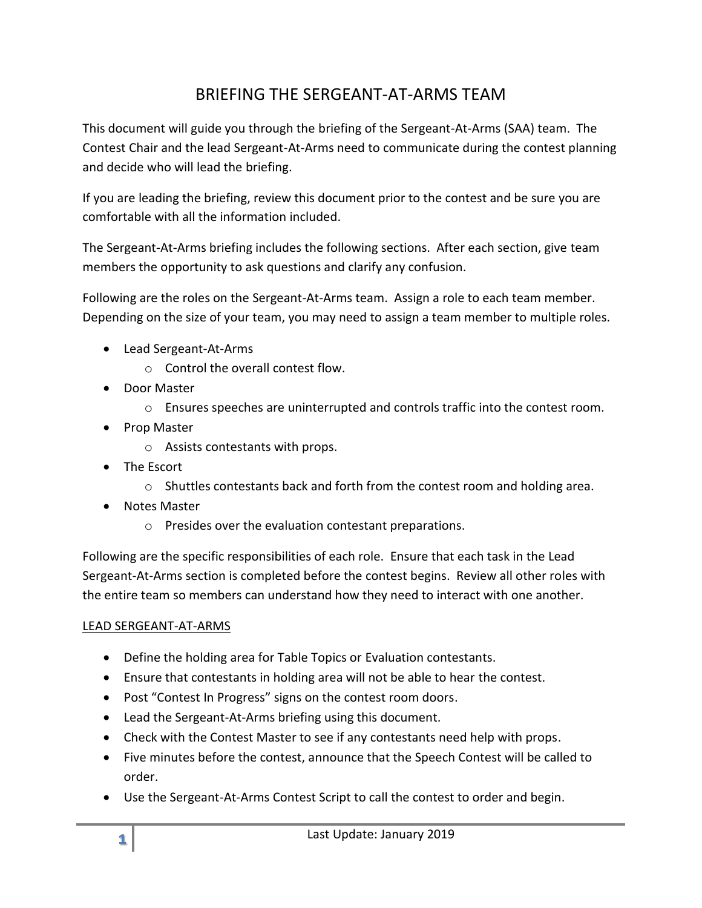# BRIEFING THE SERGEANT-AT-ARMS TEAM

This document will guide you through the briefing of the Sergeant-At-Arms (SAA) team. The Contest Chair and the lead Sergeant-At-Arms need to communicate during the contest planning and decide who will lead the briefing.

If you are leading the briefing, review this document prior to the contest and be sure you are comfortable with all the information included.

The Sergeant-At-Arms briefing includes the following sections. After each section, give team members the opportunity to ask questions and clarify any confusion.

Following are the roles on the Sergeant-At-Arms team. Assign a role to each team member. Depending on the size of your team, you may need to assign a team member to multiple roles.

- Lead Sergeant-At-Arms
    - Control the overall contest flow.
- Door Master
    - Ensures speeches are uninterrupted and controls traffic into the contest room.
- Prop Master
    - Assists contestants with props.
- The Escort
    - Shuttles contestants back and forth from the contest room and holding area.
- Notes Master
    - Presides over the evaluation contestant preparations.

Following are the specific responsibilities of each role. Ensure that each task in the Lead Sergeant-At-Arms section is completed before the contest begins. Review all other roles with the entire team so members can understand how they need to interact with one another.

<u>LEAD SERGEANT-AT-ARMS</u>

- Define the holding area for Table Topics or Evaluation contestants.
- Ensure that contestants in holding area will not be able to hear the contest.
- Post "Contest In Progress" signs on the contest room doors.
- Lead the Sergeant-At-Arms briefing using this document.
- Check with the Contest Master to see if any contestants need help with props.
- Five minutes before the contest, announce that the Speech Contest will be called to order.
- Use the Sergeant-At-Arms Contest Script to call the contest to order and begin.

Last Update: January 2019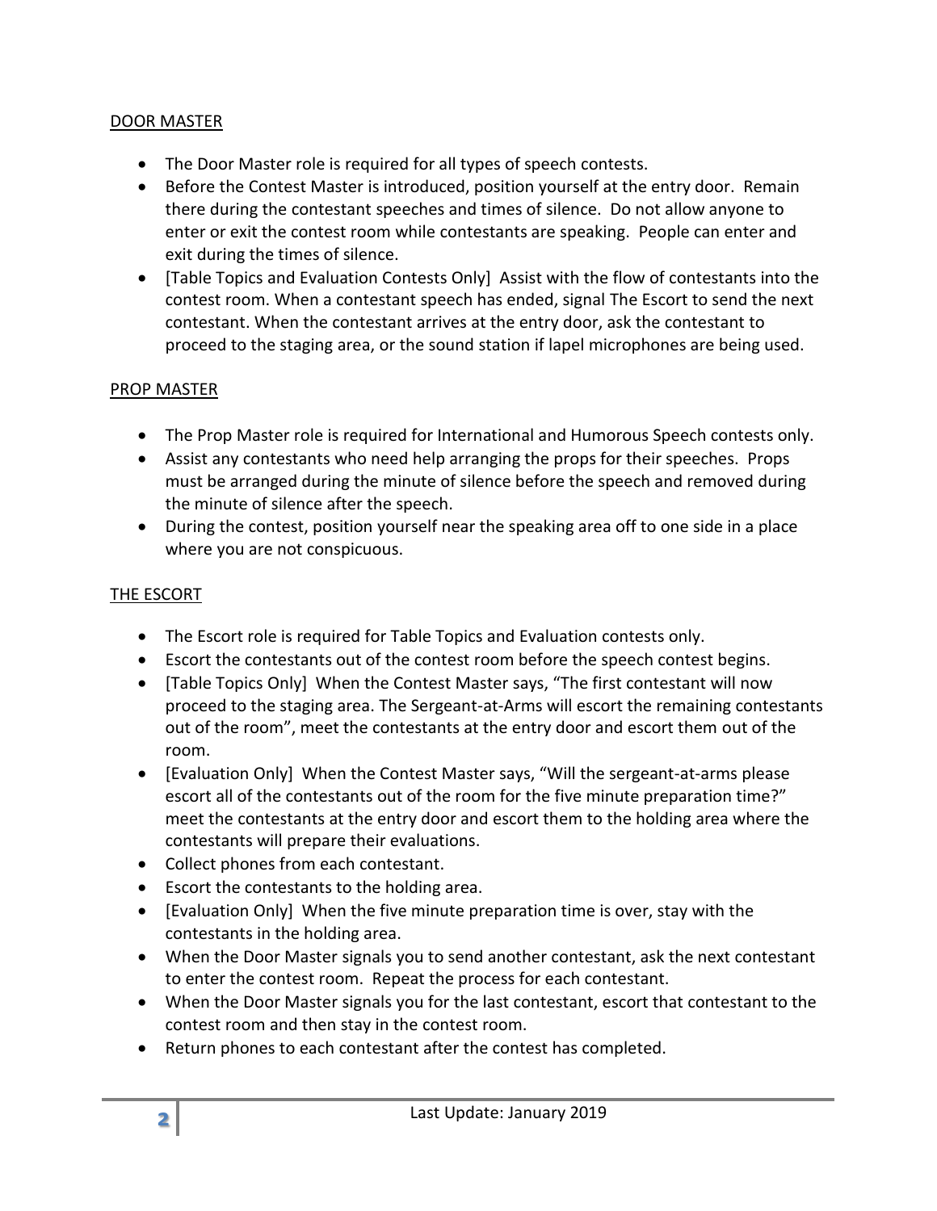## DOOR MASTER

- The Door Master role is required for all types of speech contests.
- Before the Contest Master is introduced, position yourself at the entry door. Remain there during the contestant speeches and times of silence. Do not allow anyone to enter or exit the contest room while contestants are speaking. People can enter and exit during the times of silence.
- [Table Topics and Evaluation Contests Only] Assist with the flow of contestants into the contest room. When a contestant speech has ended, signal The Escort to send the next contestant. When the contestant arrives at the entry door, ask the contestant to proceed to the staging area, or the sound station if lapel microphones are being used.

## PROP MASTER

- The Prop Master role is required for International and Humorous Speech contests only.
- Assist any contestants who need help arranging the props for their speeches. Props must be arranged during the minute of silence before the speech and removed during the minute of silence after the speech.
- During the contest, position yourself near the speaking area off to one side in a place where you are not conspicuous.

## THE ESCORT

- The Escort role is required for Table Topics and Evaluation contests only.
- Escort the contestants out of the contest room before the speech contest begins.
- [Table Topics Only] When the Contest Master says, "The first contestant will now proceed to the staging area. The Sergeant-at-Arms will escort the remaining contestants out of the room", meet the contestants at the entry door and escort them out of the room.
- [Evaluation Only] When the Contest Master says, "Will the sergeant-at-arms please escort all of the contestants out of the room for the five minute preparation time?" meet the contestants at the entry door and escort them to the holding area where the contestants will prepare their evaluations.
- Collect phones from each contestant.
- Escort the contestants to the holding area.
- [Evaluation Only] When the five minute preparation time is over, stay with the contestants in the holding area.
- When the Door Master signals you to send another contestant, ask the next contestant to enter the contest room. Repeat the process for each contestant.
- When the Door Master signals you for the last contestant, escort that contestant to the contest room and then stay in the contest room.
- Return phones to each contestant after the contest has completed.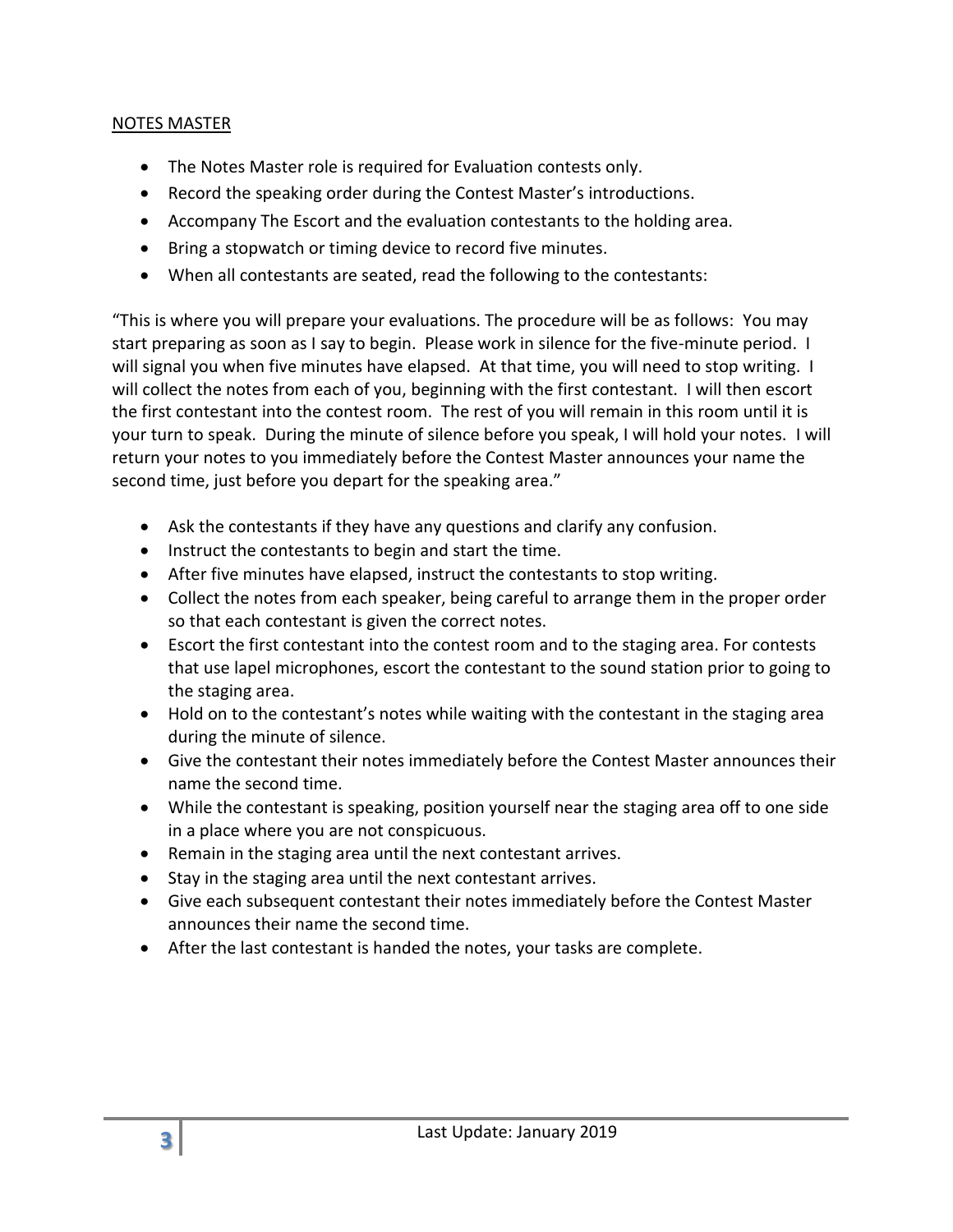NOTES MASTER

- The Notes Master role is required for Evaluation contests only.
- Record the speaking order during the Contest Master's introductions.
- Accompany The Escort and the evaluation contestants to the holding area.
- Bring a stopwatch or timing device to record five minutes.
- When all contestants are seated, read the following to the contestants:

"This is where you will prepare your evaluations. The procedure will be as follows: You may start preparing as soon as I say to begin. Please work in silence for the five-minute period. I will signal you when five minutes have elapsed. At that time, you will need to stop writing. I will collect the notes from each of you, beginning with the first contestant. I will then escort the first contestant into the contest room. The rest of you will remain in this room until it is your turn to speak. During the minute of silence before you speak, I will hold your notes. I will return your notes to you immediately before the Contest Master announces your name the second time, just before you depart for the speaking area."

- Ask the contestants if they have any questions and clarify any confusion.
- Instruct the contestants to begin and start the time.
- After five minutes have elapsed, instruct the contestants to stop writing.
- Collect the notes from each speaker, being careful to arrange them in the proper order so that each contestant is given the correct notes.
- Escort the first contestant into the contest room and to the staging area. For contests that use lapel microphones, escort the contestant to the sound station prior to going to the staging area.
- Hold on to the contestant's notes while waiting with the contestant in the staging area during the minute of silence.
- Give the contestant their notes immediately before the Contest Master announces their name the second time.
- While the contestant is speaking, position yourself near the staging area off to one side in a place where you are not conspicuous.
- Remain in the staging area until the next contestant arrives.
- Stay in the staging area until the next contestant arrives.
- Give each subsequent contestant their notes immediately before the Contest Master announces their name the second time.
- After the last contestant is handed the notes, your tasks are complete.

Last Update: January 2019